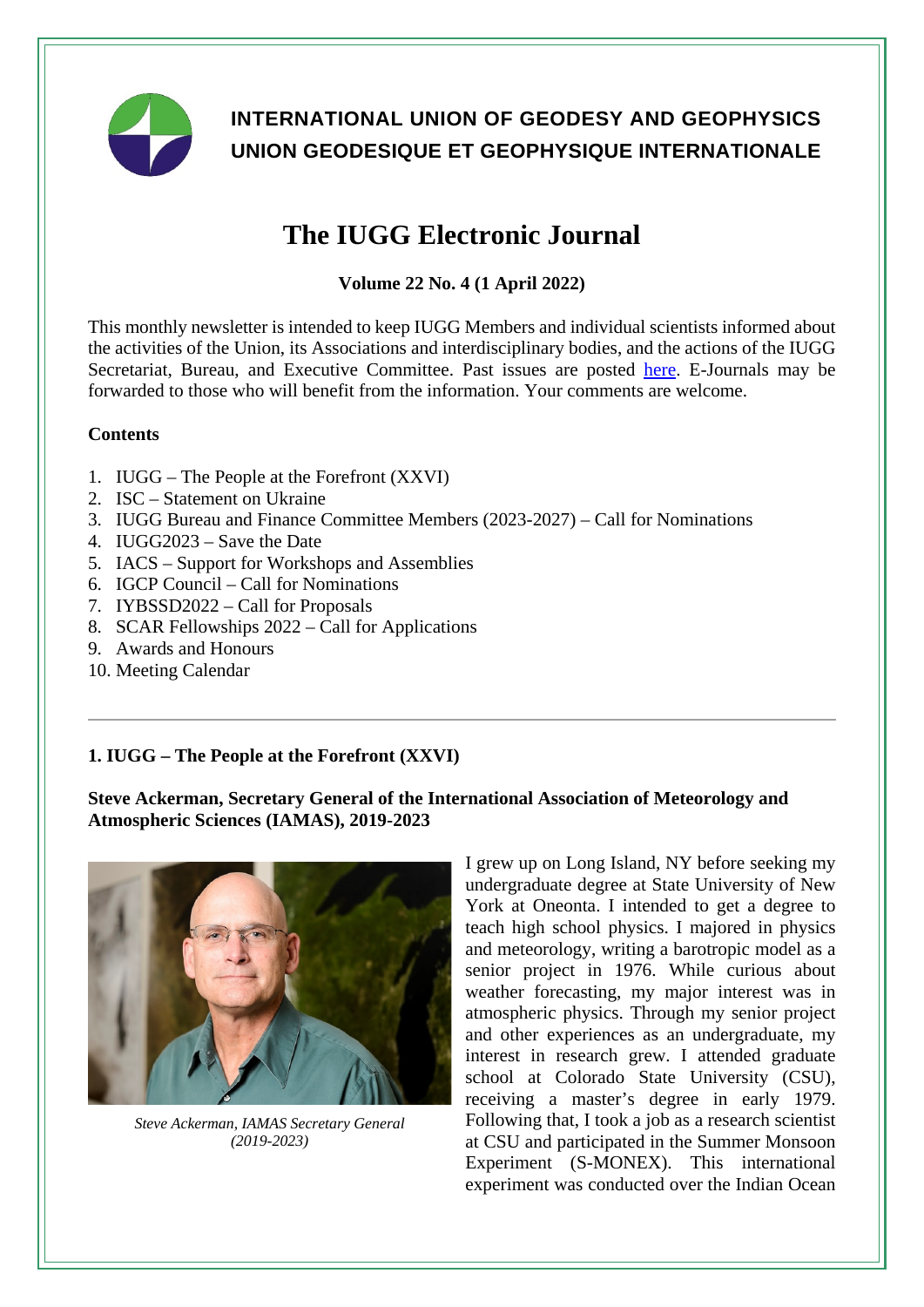**INTERNATIONAL UNION OF GEODESY AND GEOPHYSICS**
**UNION GEODESIQUE ET GEOPHYSIQUE INTERNATIONALE**

# The IUGG Electronic Journal

**Volume 22 No. 4 (1 April 2022)**

This monthly newsletter is intended to keep IUGG Members and individual scientists informed about the activities of the Union, its Associations and interdisciplinary bodies, and the actions of the IUGG Secretariat, Bureau, and Executive Committee. Past issues are posted here. E-Journals may be forwarded to those who will benefit from the information. Your comments are welcome.

**Contents**

1. IUGG – The People at the Forefront (XXVI)
2. ISC – Statement on Ukraine
3. IUGG Bureau and Finance Committee Members (2023-2027) – Call for Nominations
4. IUGG2023 – Save the Date
5. IACS – Support for Workshops and Assemblies
6. IGCP Council – Call for Nominations
7. IYBSSD2022 – Call for Proposals
8. SCAR Fellowships 2022 – Call for Applications
9. Awards and Honours
10. Meeting Calendar

---

## 1. IUGG – The People at the Forefront (XXVI)

### Steve Ackerman, Secretary General of the International Association of Meteorology and Atmospheric Sciences (IAMAS), 2019-2023

*Steve Ackerman, IAMAS Secretary General (2019-2023)*

I grew up on Long Island, NY before seeking my undergraduate degree at State University of New York at Oneonta. I intended to get a degree to teach high school physics. I majored in physics and meteorology, writing a barotropic model as a senior project in 1976. While curious about weather forecasting, my major interest was in atmospheric physics. Through my senior project and other experiences as an undergraduate, my interest in research grew. I attended graduate school at Colorado State University (CSU), receiving a master's degree in early 1979. Following that, I took a job as a research scientist at CSU and participated in the Summer Monsoon Experiment (S-MONEX). This international experiment was conducted over the Indian Ocean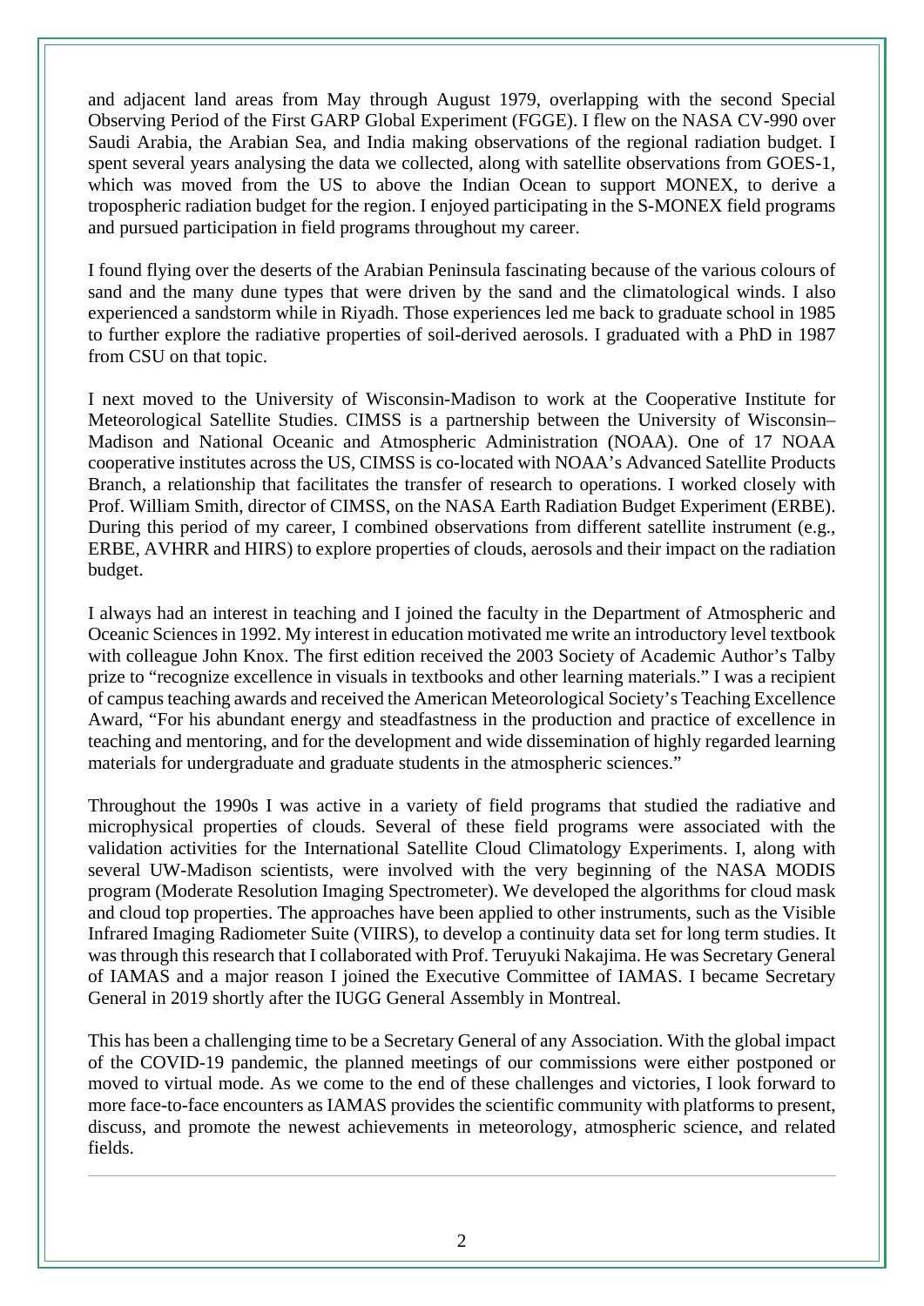and adjacent land areas from May through August 1979, overlapping with the second Special Observing Period of the First GARP Global Experiment (FGGE). I flew on the NASA CV-990 over Saudi Arabia, the Arabian Sea, and India making observations of the regional radiation budget. I spent several years analysing the data we collected, along with satellite observations from GOES-1, which was moved from the US to above the Indian Ocean to support MONEX, to derive a tropospheric radiation budget for the region. I enjoyed participating in the S-MONEX field programs and pursued participation in field programs throughout my career.

I found flying over the deserts of the Arabian Peninsula fascinating because of the various colours of sand and the many dune types that were driven by the sand and the climatological winds. I also experienced a sandstorm while in Riyadh. Those experiences led me back to graduate school in 1985 to further explore the radiative properties of soil-derived aerosols. I graduated with a PhD in 1987 from CSU on that topic.

I next moved to the University of Wisconsin-Madison to work at the Cooperative Institute for Meteorological Satellite Studies. CIMSS is a partnership between the University of Wisconsin–Madison and National Oceanic and Atmospheric Administration (NOAA). One of 17 NOAA cooperative institutes across the US, CIMSS is co-located with NOAA's Advanced Satellite Products Branch, a relationship that facilitates the transfer of research to operations. I worked closely with Prof. William Smith, director of CIMSS, on the NASA Earth Radiation Budget Experiment (ERBE). During this period of my career, I combined observations from different satellite instrument (e.g., ERBE, AVHRR and HIRS) to explore properties of clouds, aerosols and their impact on the radiation budget.

I always had an interest in teaching and I joined the faculty in the Department of Atmospheric and Oceanic Sciences in 1992. My interest in education motivated me write an introductory level textbook with colleague John Knox. The first edition received the 2003 Society of Academic Author's Talby prize to "recognize excellence in visuals in textbooks and other learning materials." I was a recipient of campus teaching awards and received the American Meteorological Society's Teaching Excellence Award, "For his abundant energy and steadfastness in the production and practice of excellence in teaching and mentoring, and for the development and wide dissemination of highly regarded learning materials for undergraduate and graduate students in the atmospheric sciences."

Throughout the 1990s I was active in a variety of field programs that studied the radiative and microphysical properties of clouds. Several of these field programs were associated with the validation activities for the International Satellite Cloud Climatology Experiments. I, along with several UW-Madison scientists, were involved with the very beginning of the NASA MODIS program (Moderate Resolution Imaging Spectrometer). We developed the algorithms for cloud mask and cloud top properties. The approaches have been applied to other instruments, such as the Visible Infrared Imaging Radiometer Suite (VIIRS), to develop a continuity data set for long term studies. It was through this research that I collaborated with Prof. Teruyuki Nakajima. He was Secretary General of IAMAS and a major reason I joined the Executive Committee of IAMAS. I became Secretary General in 2019 shortly after the IUGG General Assembly in Montreal.

This has been a challenging time to be a Secretary General of any Association. With the global impact of the COVID-19 pandemic, the planned meetings of our commissions were either postponed or moved to virtual mode. As we come to the end of these challenges and victories, I look forward to more face-to-face encounters as IAMAS provides the scientific community with platforms to present, discuss, and promote the newest achievements in meteorology, atmospheric science, and related fields.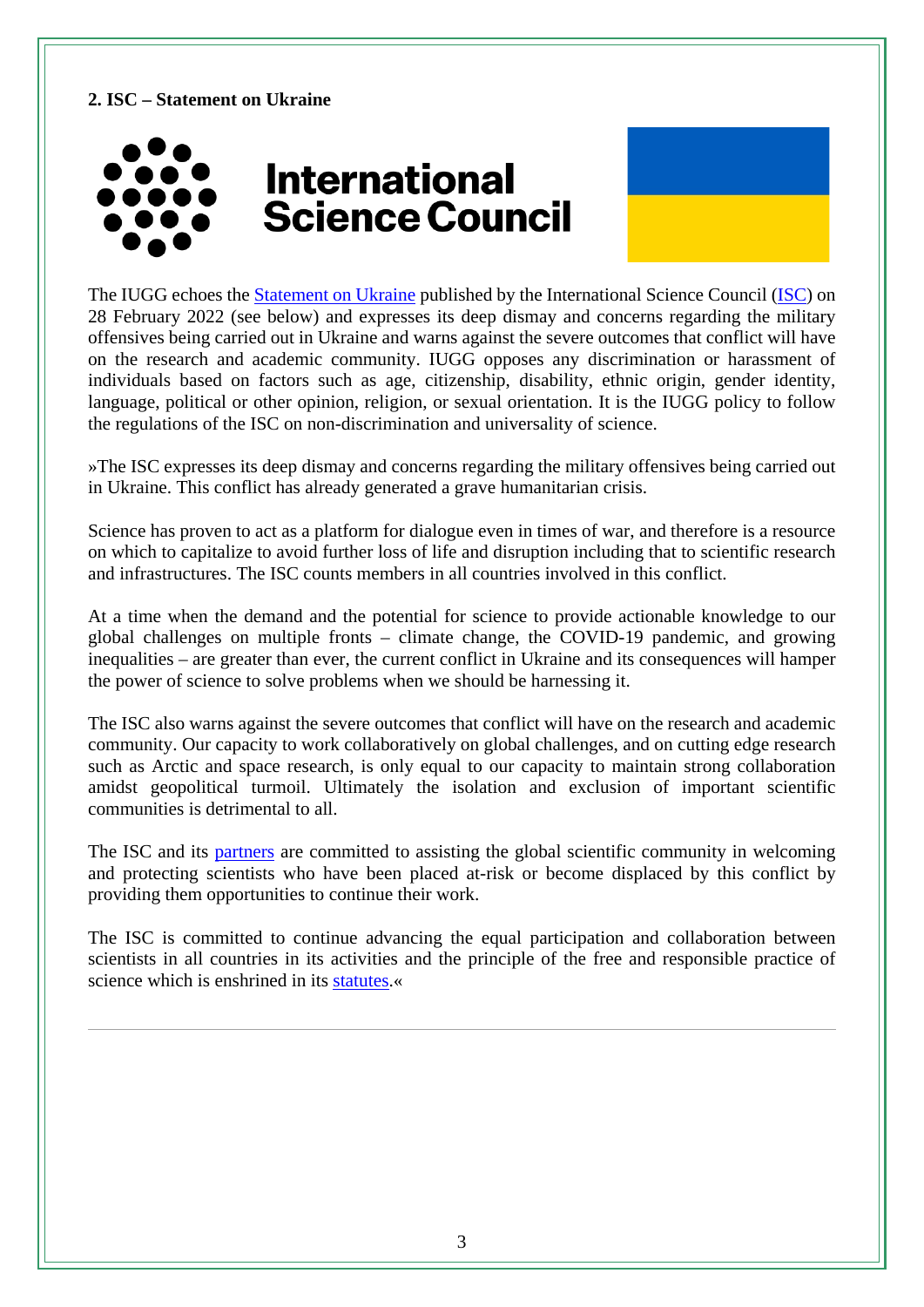**2. ISC – Statement on Ukraine**

The IUGG echoes the Statement on Ukraine published by the International Science Council (ISC) on 28 February 2022 (see below) and expresses its deep dismay and concerns regarding the military offensives being carried out in Ukraine and warns against the severe outcomes that conflict will have on the research and academic community. IUGG opposes any discrimination or harassment of individuals based on factors such as age, citizenship, disability, ethnic origin, gender identity, language, political or other opinion, religion, or sexual orientation. It is the IUGG policy to follow the regulations of the ISC on non-discrimination and universality of science.

»The ISC expresses its deep dismay and concerns regarding the military offensives being carried out in Ukraine. This conflict has already generated a grave humanitarian crisis.

Science has proven to act as a platform for dialogue even in times of war, and therefore is a resource on which to capitalize to avoid further loss of life and disruption including that to scientific research and infrastructures. The ISC counts members in all countries involved in this conflict.

At a time when the demand and the potential for science to provide actionable knowledge to our global challenges on multiple fronts – climate change, the COVID-19 pandemic, and growing inequalities – are greater than ever, the current conflict in Ukraine and its consequences will hamper the power of science to solve problems when we should be harnessing it.

The ISC also warns against the severe outcomes that conflict will have on the research and academic community. Our capacity to work collaboratively on global challenges, and on cutting edge research such as Arctic and space research, is only equal to our capacity to maintain strong collaboration amidst geopolitical turmoil. Ultimately the isolation and exclusion of important scientific communities is detrimental to all.

The ISC and its partners are committed to assisting the global scientific community in welcoming and protecting scientists who have been placed at-risk or become displaced by this conflict by providing them opportunities to continue their work.

The ISC is committed to continue advancing the equal participation and collaboration between scientists in all countries in its activities and the principle of the free and responsible practice of science which is enshrined in its statutes.«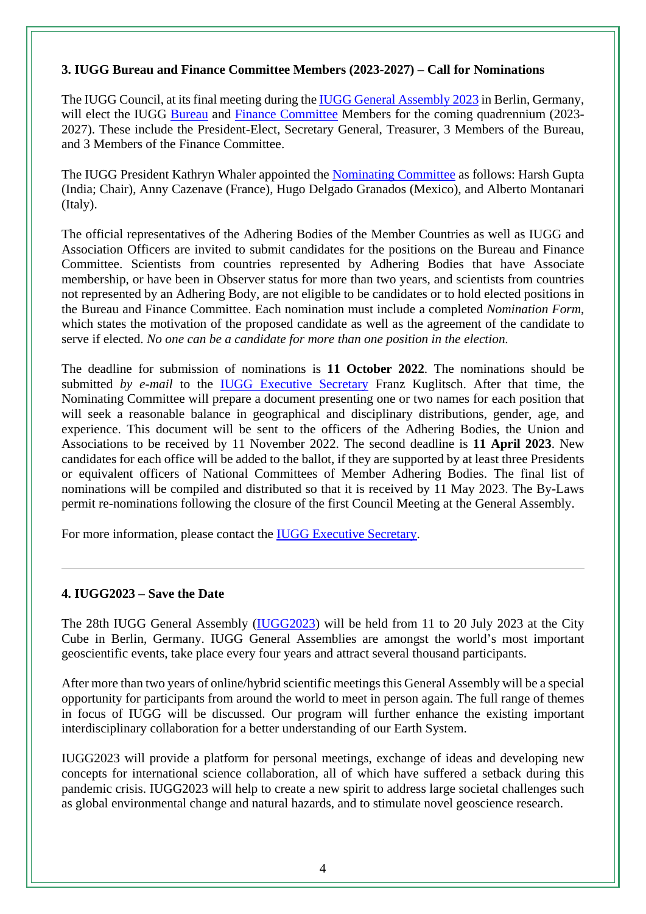### 3. IUGG Bureau and Finance Committee Members (2023-2027) – Call for Nominations

The IUGG Council, at its final meeting during the IUGG General Assembly 2023 in Berlin, Germany, will elect the IUGG Bureau and Finance Committee Members for the coming quadrennium (2023-2027). These include the President-Elect, Secretary General, Treasurer, 3 Members of the Bureau, and 3 Members of the Finance Committee.

The IUGG President Kathryn Whaler appointed the Nominating Committee as follows: Harsh Gupta (India; Chair), Anny Cazenave (France), Hugo Delgado Granados (Mexico), and Alberto Montanari (Italy).

The official representatives of the Adhering Bodies of the Member Countries as well as IUGG and Association Officers are invited to submit candidates for the positions on the Bureau and Finance Committee. Scientists from countries represented by Adhering Bodies that have Associate membership, or have been in Observer status for more than two years, and scientists from countries not represented by an Adhering Body, are not eligible to be candidates or to hold elected positions in the Bureau and Finance Committee. Each nomination must include a completed *Nomination Form*, which states the motivation of the proposed candidate as well as the agreement of the candidate to serve if elected. *No one can be a candidate for more than one position in the election.*

The deadline for submission of nominations is **11 October 2022**. The nominations should be submitted *by e-mail* to the IUGG Executive Secretary Franz Kuglitsch. After that time, the Nominating Committee will prepare a document presenting one or two names for each position that will seek a reasonable balance in geographical and disciplinary distributions, gender, age, and experience. This document will be sent to the officers of the Adhering Bodies, the Union and Associations to be received by 11 November 2022. The second deadline is **11 April 2023**. New candidates for each office will be added to the ballot, if they are supported by at least three Presidents or equivalent officers of National Committees of Member Adhering Bodies. The final list of nominations will be compiled and distributed so that it is received by 11 May 2023. The By-Laws permit re-nominations following the closure of the first Council Meeting at the General Assembly.

For more information, please contact the IUGG Executive Secretary.

---

### 4. IUGG2023 – Save the Date

The 28th IUGG General Assembly (IUGG2023) will be held from 11 to 20 July 2023 at the City Cube in Berlin, Germany. IUGG General Assemblies are amongst the world's most important geoscientific events, take place every four years and attract several thousand participants.

After more than two years of online/hybrid scientific meetings this General Assembly will be a special opportunity for participants from around the world to meet in person again. The full range of themes in focus of IUGG will be discussed. Our program will further enhance the existing important interdisciplinary collaboration for a better understanding of our Earth System.

IUGG2023 will provide a platform for personal meetings, exchange of ideas and developing new concepts for international science collaboration, all of which have suffered a setback during this pandemic crisis. IUGG2023 will help to create a new spirit to address large societal challenges such as global environmental change and natural hazards, and to stimulate novel geoscience research.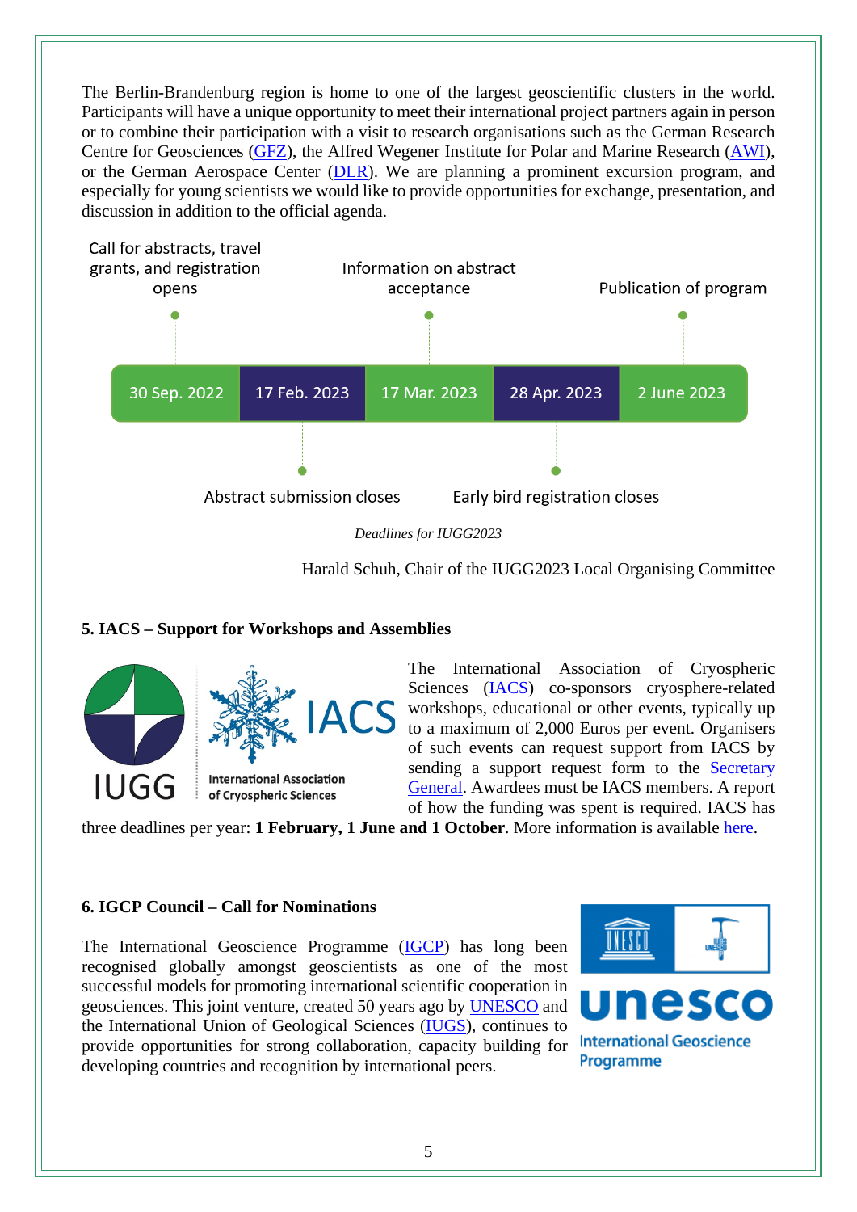The Berlin-Brandenburg region is home to one of the largest geoscientific clusters in the world. Participants will have a unique opportunity to meet their international project partners again in person or to combine their participation with a visit to research organisations such as the German Research Centre for Geosciences (GFZ), the Alfred Wegener Institute for Polar and Marine Research (AWI), or the German Aerospace Center (DLR). We are planning a prominent excursion program, and especially for young scientists we would like to provide opportunities for exchange, presentation, and discussion in addition to the official agenda.

| Date | Milestone |
| --- | --- |
| 30 Sep. 2022 | Call for abstracts, travel grants, and registration opens |
| 17 Feb. 2023 | Abstract submission closes |
| 17 Mar. 2023 | Information on abstract acceptance |
| 28 Apr. 2023 | Early bird registration closes |
| 2 June 2023 | Publication of program |

*Deadlines for IUGG2023*

Harald Schuh, Chair of the IUGG2023 Local Organising Committee

---

### 5. IACS – Support for Workshops and Assemblies

The International Association of Cryospheric Sciences (IACS) co-sponsors cryosphere-related workshops, educational or other events, typically up to a maximum of 2,000 Euros per event. Organisers of such events can request support from IACS by sending a support request form to the Secretary General. Awardees must be IACS members. A report of how the funding was spent is required. IACS has three deadlines per year: **1 February, 1 June and 1 October**. More information is available here.

---

### 6. IGCP Council – Call for Nominations

The International Geoscience Programme (IGCP) has long been recognised globally amongst geoscientists as one of the most successful models for promoting international scientific cooperation in geosciences. This joint venture, created 50 years ago by UNESCO and the International Union of Geological Sciences (IUGS), continues to provide opportunities for strong collaboration, capacity building for developing countries and recognition by international peers.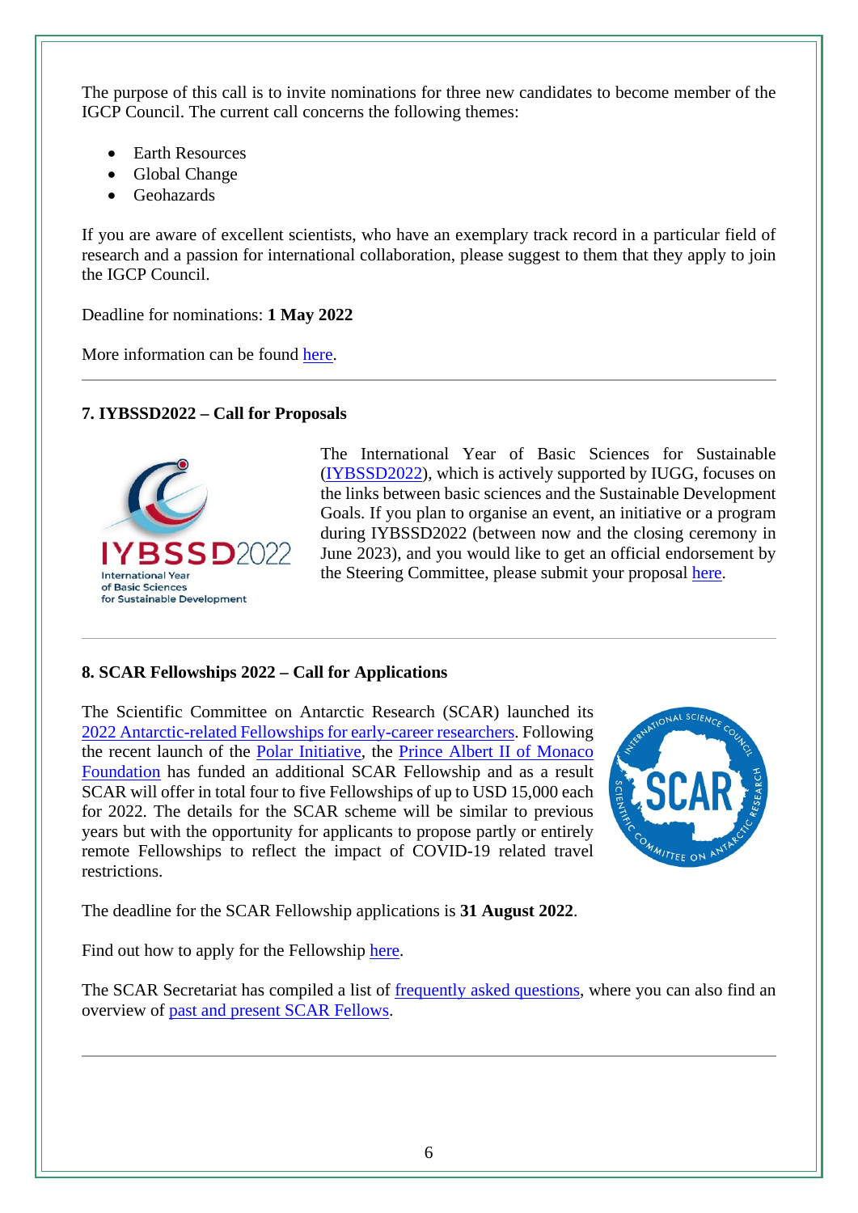The purpose of this call is to invite nominations for three new candidates to become member of the IGCP Council. The current call concerns the following themes:

- Earth Resources
- Global Change
- Geohazards

If you are aware of excellent scientists, who have an exemplary track record in a particular field of research and a passion for international collaboration, please suggest to them that they apply to join the IGCP Council.

Deadline for nominations: **1 May 2022**

More information can be found here.

---

### 7. IYBSSD2022 – Call for Proposals

The International Year of Basic Sciences for Sustainable (IYBSSD2022), which is actively supported by IUGG, focuses on the links between basic sciences and the Sustainable Development Goals. If you plan to organise an event, an initiative or a program during IYBSSD2022 (between now and the closing ceremony in June 2023), and you would like to get an official endorsement by the Steering Committee, please submit your proposal here.

---

### 8. SCAR Fellowships 2022 – Call for Applications

The Scientific Committee on Antarctic Research (SCAR) launched its 2022 Antarctic-related Fellowships for early-career researchers. Following the recent launch of the Polar Initiative, the Prince Albert II of Monaco Foundation has funded an additional SCAR Fellowship and as a result SCAR will offer in total four to five Fellowships of up to USD 15,000 each for 2022. The details for the SCAR scheme will be similar to previous years but with the opportunity for applicants to propose partly or entirely remote Fellowships to reflect the impact of COVID-19 related travel restrictions.

The deadline for the SCAR Fellowship applications is **31 August 2022**.

Find out how to apply for the Fellowship here.

The SCAR Secretariat has compiled a list of frequently asked questions, where you can also find an overview of past and present SCAR Fellows.

---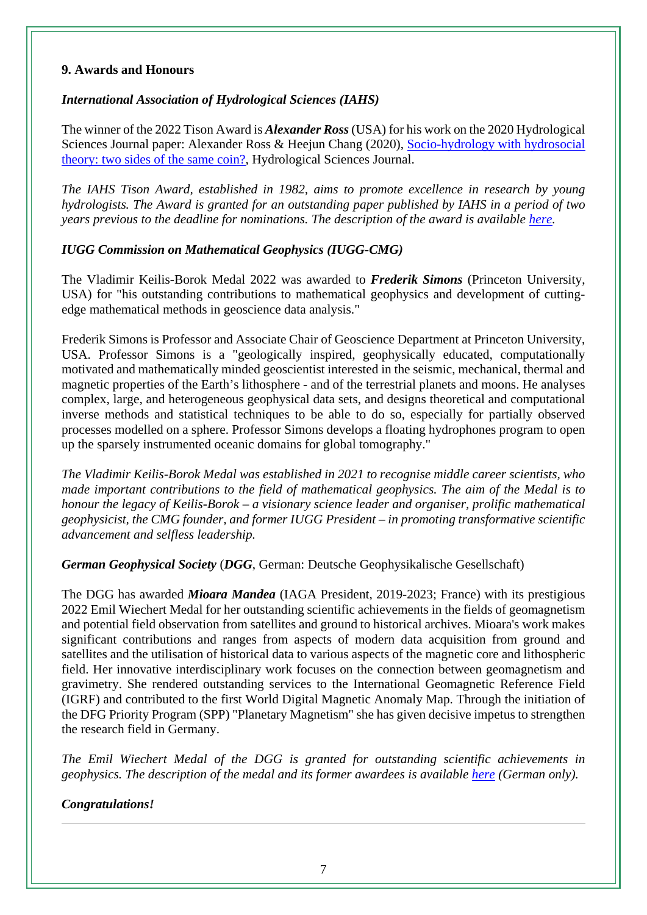## 9. Awards and Honours

### *International Association of Hydrological Sciences (IAHS)*

The winner of the 2022 Tison Award is ***Alexander Ross*** (USA) for his work on the 2020 Hydrological Sciences Journal paper: Alexander Ross & Heejun Chang (2020), [Socio-hydrology with hydrosocial theory: two sides of the same coin?](), Hydrological Sciences Journal.

*The IAHS Tison Award, established in 1982, aims to promote excellence in research by young hydrologists. The Award is granted for an outstanding paper published by IAHS in a period of two years previous to the deadline for nominations. The description of the award is available [here]().*

### *IUGG Commission on Mathematical Geophysics (IUGG-CMG)*

The Vladimir Keilis-Borok Medal 2022 was awarded to ***Frederik Simons*** (Princeton University, USA) for "his outstanding contributions to mathematical geophysics and development of cutting-edge mathematical methods in geoscience data analysis."

Frederik Simons is Professor and Associate Chair of Geoscience Department at Princeton University, USA. Professor Simons is a "geologically inspired, geophysically educated, computationally motivated and mathematically minded geoscientist interested in the seismic, mechanical, thermal and magnetic properties of the Earth's lithosphere - and of the terrestrial planets and moons. He analyses complex, large, and heterogeneous geophysical data sets, and designs theoretical and computational inverse methods and statistical techniques to be able to do so, especially for partially observed processes modelled on a sphere. Professor Simons develops a floating hydrophones program to open up the sparsely instrumented oceanic domains for global tomography."

*The Vladimir Keilis-Borok Medal was established in 2021 to recognise middle career scientists, who made important contributions to the field of mathematical geophysics. The aim of the Medal is to honour the legacy of Keilis-Borok – a visionary science leader and organiser, prolific mathematical geophysicist, the CMG founder, and former IUGG President – in promoting transformative scientific advancement and selfless leadership.*

### *German Geophysical Society* (*DGG*, German: Deutsche Geophysikalische Gesellschaft)

The DGG has awarded ***Mioara Mandea*** (IAGA President, 2019-2023; France) with its prestigious 2022 Emil Wiechert Medal for her outstanding scientific achievements in the fields of geomagnetism and potential field observation from satellites and ground to historical archives. Mioara's work makes significant contributions and ranges from aspects of modern data acquisition from ground and satellites and the utilisation of historical data to various aspects of the magnetic core and lithospheric field. Her innovative interdisciplinary work focuses on the connection between geomagnetism and gravimetry. She rendered outstanding services to the International Geomagnetic Reference Field (IGRF) and contributed to the first World Digital Magnetic Anomaly Map. Through the initiation of the DFG Priority Program (SPP) "Planetary Magnetism" she has given decisive impetus to strengthen the research field in Germany.

*The Emil Wiechert Medal of the DGG is granted for outstanding scientific achievements in geophysics. The description of the medal and its former awardees is available [here]() (German only).*

***Congratulations!***

---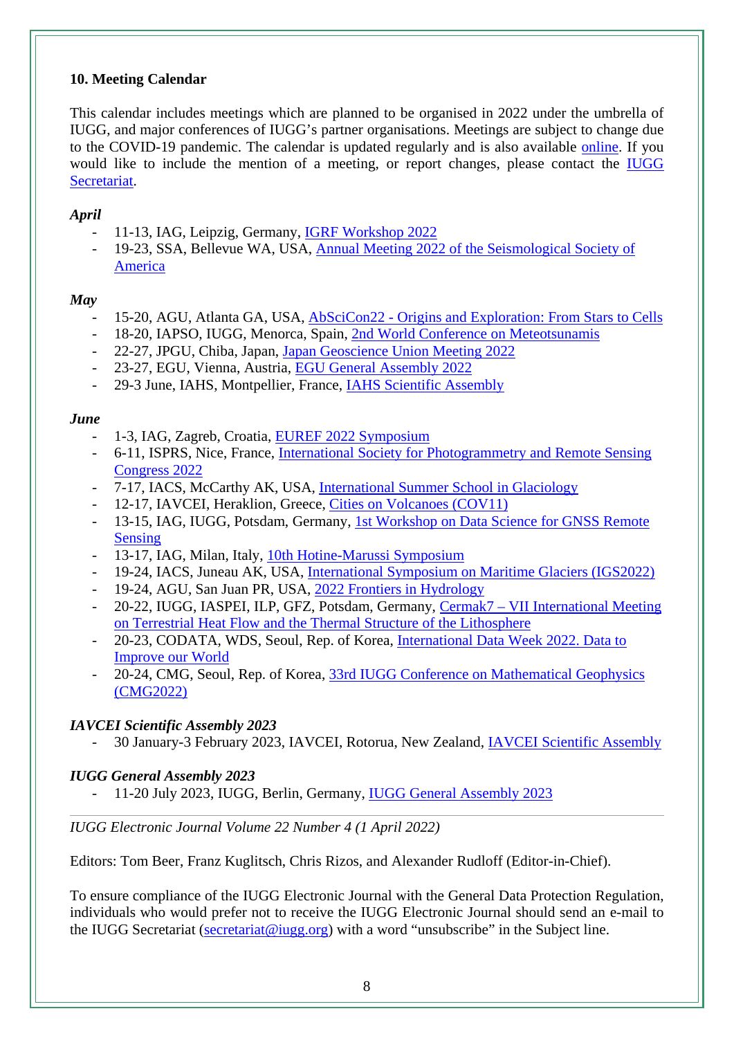### 10. Meeting Calendar

This calendar includes meetings which are planned to be organised in 2022 under the umbrella of IUGG, and major conferences of IUGG's partner organisations. Meetings are subject to change due to the COVID-19 pandemic. The calendar is updated regularly and is also available online. If you would like to include the mention of a meeting, or report changes, please contact the IUGG Secretariat.

*April*

- 11-13, IAG, Leipzig, Germany, IGRF Workshop 2022
- 19-23, SSA, Bellevue WA, USA, Annual Meeting 2022 of the Seismological Society of America

*May*

- 15-20, AGU, Atlanta GA, USA, AbSciCon22 - Origins and Exploration: From Stars to Cells
- 18-20, IAPSO, IUGG, Menorca, Spain, 2nd World Conference on Meteotsunamis
- 22-27, JPGU, Chiba, Japan, Japan Geoscience Union Meeting 2022
- 23-27, EGU, Vienna, Austria, EGU General Assembly 2022
- 29-3 June, IAHS, Montpellier, France, IAHS Scientific Assembly

*June*

- 1-3, IAG, Zagreb, Croatia, EUREF 2022 Symposium
- 6-11, ISPRS, Nice, France, International Society for Photogrammetry and Remote Sensing Congress 2022
- 7-17, IACS, McCarthy AK, USA, International Summer School in Glaciology
- 12-17, IAVCEI, Heraklion, Greece, Cities on Volcanoes (COV11)
- 13-15, IAG, IUGG, Potsdam, Germany, 1st Workshop on Data Science for GNSS Remote Sensing
- 13-17, IAG, Milan, Italy, 10th Hotine-Marussi Symposium
- 19-24, IACS, Juneau AK, USA, International Symposium on Maritime Glaciers (IGS2022)
- 19-24, AGU, San Juan PR, USA, 2022 Frontiers in Hydrology
- 20-22, IUGG, IASPEI, ILP, GFZ, Potsdam, Germany, Cermak7 – VII International Meeting on Terrestrial Heat Flow and the Thermal Structure of the Lithosphere
- 20-23, CODATA, WDS, Seoul, Rep. of Korea, International Data Week 2022. Data to Improve our World
- 20-24, CMG, Seoul, Rep. of Korea, 33rd IUGG Conference on Mathematical Geophysics (CMG2022)

*IAVCEI Scientific Assembly 2023*

- 30 January-3 February 2023, IAVCEI, Rotorua, New Zealand, IAVCEI Scientific Assembly

*IUGG General Assembly 2023*

- 11-20 July 2023, IUGG, Berlin, Germany, IUGG General Assembly 2023

---

*IUGG Electronic Journal Volume 22 Number 4 (1 April 2022)*

Editors: Tom Beer, Franz Kuglitsch, Chris Rizos, and Alexander Rudloff (Editor-in-Chief).

To ensure compliance of the IUGG Electronic Journal with the General Data Protection Regulation, individuals who would prefer not to receive the IUGG Electronic Journal should send an e-mail to the IUGG Secretariat (secretariat@iugg.org) with a word "unsubscribe" in the Subject line.